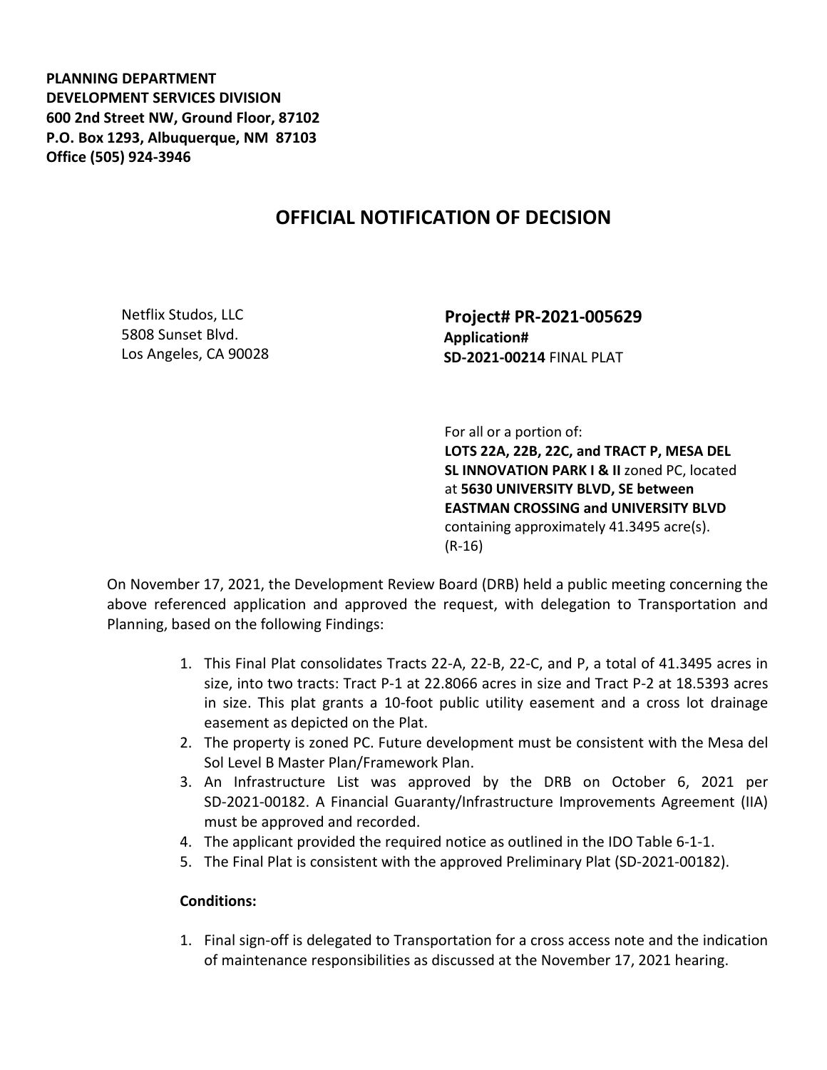**PLANNING DEPARTMENT**
**DEVELOPMENT SERVICES DIVISION**
**600 2nd Street NW, Ground Floor, 87102**
**P.O. Box 1293, Albuquerque, NM 87103**
**Office (505) 924-3946**

# OFFICIAL NOTIFICATION OF DECISION

Netflix Studos, LLC
5808 Sunset Blvd.
Los Angeles, CA 90028

**Project# PR-2021-005629**
**Application#**
**SD-2021-00214** FINAL PLAT

For all or a portion of:
**LOTS 22A, 22B, 22C, and TRACT P, MESA DEL SL INNOVATION PARK I & II** zoned PC, located at **5630 UNIVERSITY BLVD, SE between EASTMAN CROSSING and UNIVERSITY BLVD** containing approximately 41.3495 acre(s). (R-16)

On November 17, 2021, the Development Review Board (DRB) held a public meeting concerning the above referenced application and approved the request, with delegation to Transportation and Planning, based on the following Findings:

1. This Final Plat consolidates Tracts 22-A, 22-B, 22-C, and P, a total of 41.3495 acres in size, into two tracts: Tract P-1 at 22.8066 acres in size and Tract P-2 at 18.5393 acres in size. This plat grants a 10-foot public utility easement and a cross lot drainage easement as depicted on the Plat.
2. The property is zoned PC. Future development must be consistent with the Mesa del Sol Level B Master Plan/Framework Plan.
3. An Infrastructure List was approved by the DRB on October 6, 2021 per SD-2021-00182. A Financial Guaranty/Infrastructure Improvements Agreement (IIA) must be approved and recorded.
4. The applicant provided the required notice as outlined in the IDO Table 6-1-1.
5. The Final Plat is consistent with the approved Preliminary Plat (SD-2021-00182).

**Conditions:**

1. Final sign-off is delegated to Transportation for a cross access note and the indication of maintenance responsibilities as discussed at the November 17, 2021 hearing.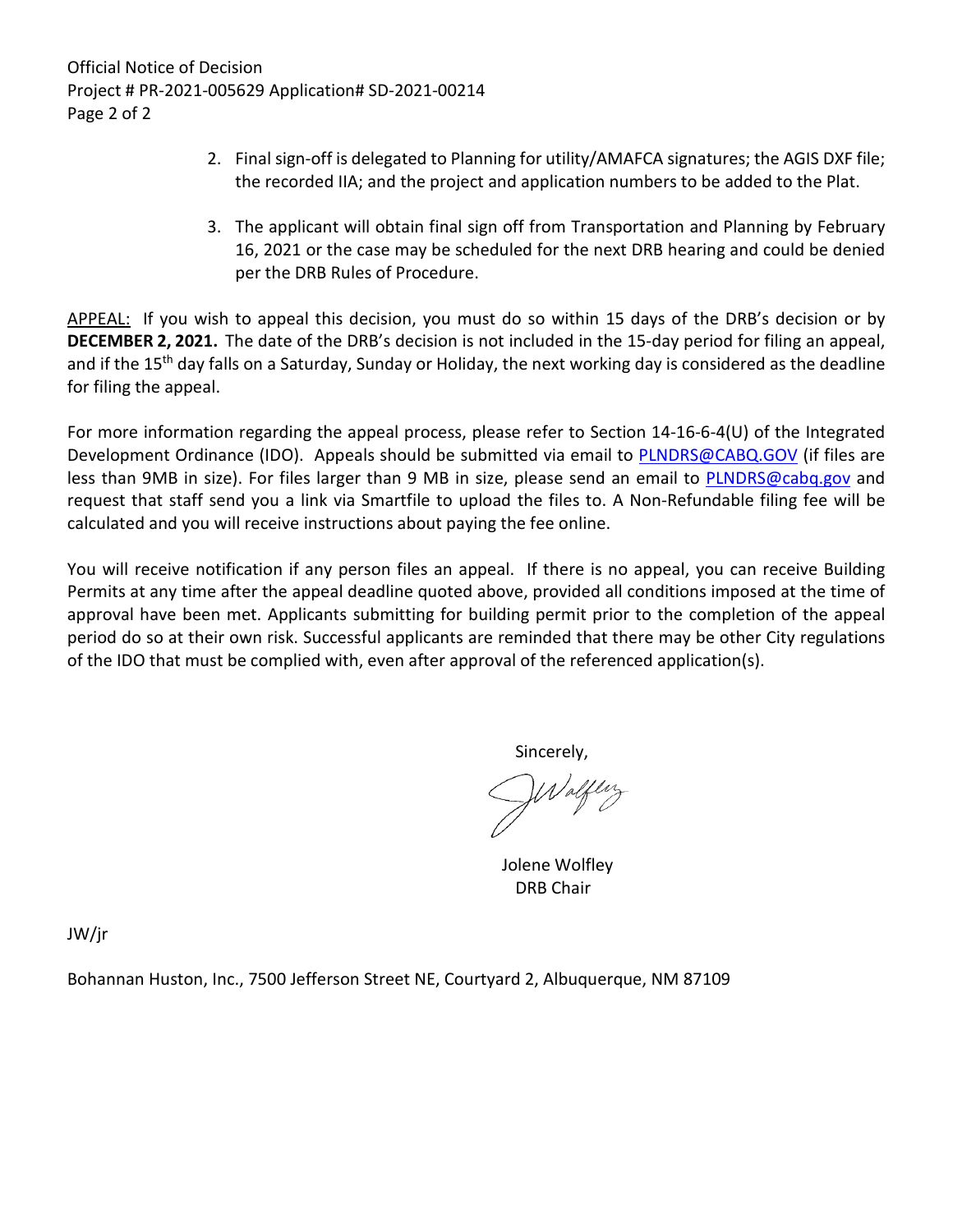2. Final sign-off is delegated to Planning for utility/AMAFCA signatures; the AGIS DXF file; the recorded IIA; and the project and application numbers to be added to the Plat.

3. The applicant will obtain final sign off from Transportation and Planning by February 16, 2021 or the case may be scheduled for the next DRB hearing and could be denied per the DRB Rules of Procedure.

APPEAL: If you wish to appeal this decision, you must do so within 15 days of the DRB's decision or by **DECEMBER 2, 2021.** The date of the DRB's decision is not included in the 15-day period for filing an appeal, and if the 15th day falls on a Saturday, Sunday or Holiday, the next working day is considered as the deadline for filing the appeal.

For more information regarding the appeal process, please refer to Section 14-16-6-4(U) of the Integrated Development Ordinance (IDO). Appeals should be submitted via email to PLNDRS@CABQ.GOV (if files are less than 9MB in size). For files larger than 9 MB in size, please send an email to PLNDRS@cabq.gov and request that staff send you a link via Smartfile to upload the files to. A Non-Refundable filing fee will be calculated and you will receive instructions about paying the fee online.

You will receive notification if any person files an appeal. If there is no appeal, you can receive Building Permits at any time after the appeal deadline quoted above, provided all conditions imposed at the time of approval have been met. Applicants submitting for building permit prior to the completion of the appeal period do so at their own risk. Successful applicants are reminded that there may be other City regulations of the IDO that must be complied with, even after approval of the referenced application(s).

Sincerely,

JWolfley

Jolene Wolfley
DRB Chair

JW/jr

Bohannan Huston, Inc., 7500 Jefferson Street NE, Courtyard 2, Albuquerque, NM 87109